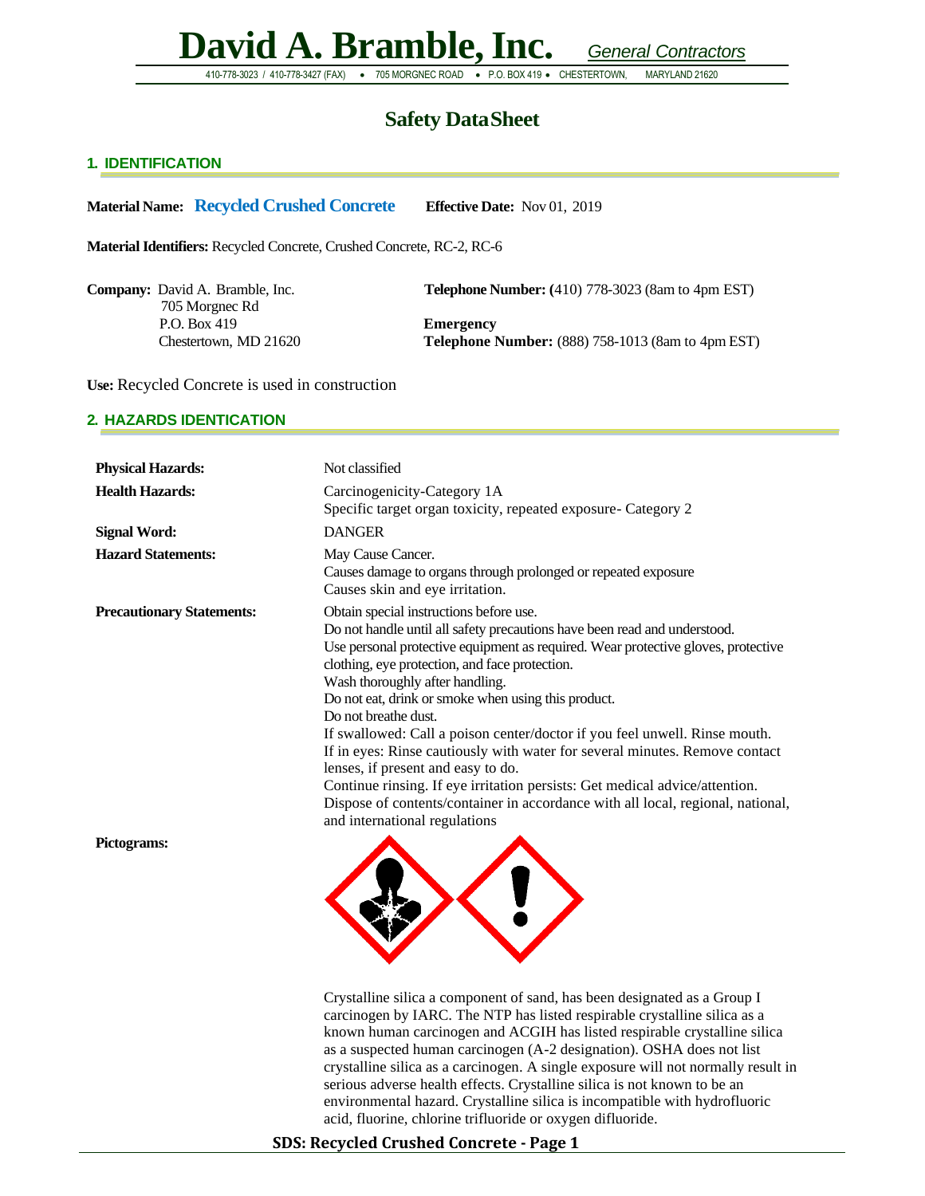# David A. Bramble, Inc. *General Contractors*

410-778-3023 / 410-778-3427 (FAX) • 705 MORGNEC ROAD • P.O. BOX 419 • CHESTERTOWN, MARYLAND 21620

## Safety Data Sheet

### 1. IDENTIFICATION

**Material Name:** **Recycled Crushed Concrete** **Effective Date:** Nov 01, 2019

**Material Identifiers:** Recycled Concrete, Crushed Concrete, RC-2, RC-6

**Company:** David A. Bramble, Inc.
705 Morgnec Rd
P.O. Box 419
Chestertown, MD 21620

**Telephone Number: (**410) 778-3023 (8am to 4pm EST)

**Emergency Telephone Number:** (888) 758-1013 (8am to 4pm EST)

**Use:** Recycled Concrete is used in construction

### 2. HAZARDS IDENTICATION

**Physical Hazards:** Not classified

**Health Hazards:** Carcinogenicity-Category 1A
Specific target organ toxicity, repeated exposure- Category 2

**Signal Word:** DANGER

**Hazard Statements:** May Cause Cancer.
Causes damage to organs through prolonged or repeated exposure
Causes skin and eye irritation.

**Precautionary Statements:** Obtain special instructions before use.
Do not handle until all safety precautions have been read and understood.
Use personal protective equipment as required. Wear protective gloves, protective clothing, eye protection, and face protection.
Wash thoroughly after handling.
Do not eat, drink or smoke when using this product.
Do not breathe dust.
If swallowed: Call a poison center/doctor if you feel unwell. Rinse mouth.
If in eyes: Rinse cautiously with water for several minutes. Remove contact lenses, if present and easy to do.
Continue rinsing. If eye irritation persists: Get medical advice/attention.
Dispose of contents/container in accordance with all local, regional, national, and international regulations

**Pictograms:**

Crystalline silica a component of sand, has been designated as a Group I carcinogen by IARC. The NTP has listed respirable crystalline silica as a known human carcinogen and ACGIH has listed respirable crystalline silica as a suspected human carcinogen (A-2 designation). OSHA does not list crystalline silica as a carcinogen. A single exposure will not normally result in serious adverse health effects. Crystalline silica is not known to be an environmental hazard. Crystalline silica is incompatible with hydrofluoric acid, fluorine, chlorine trifluoride or oxygen difluoride.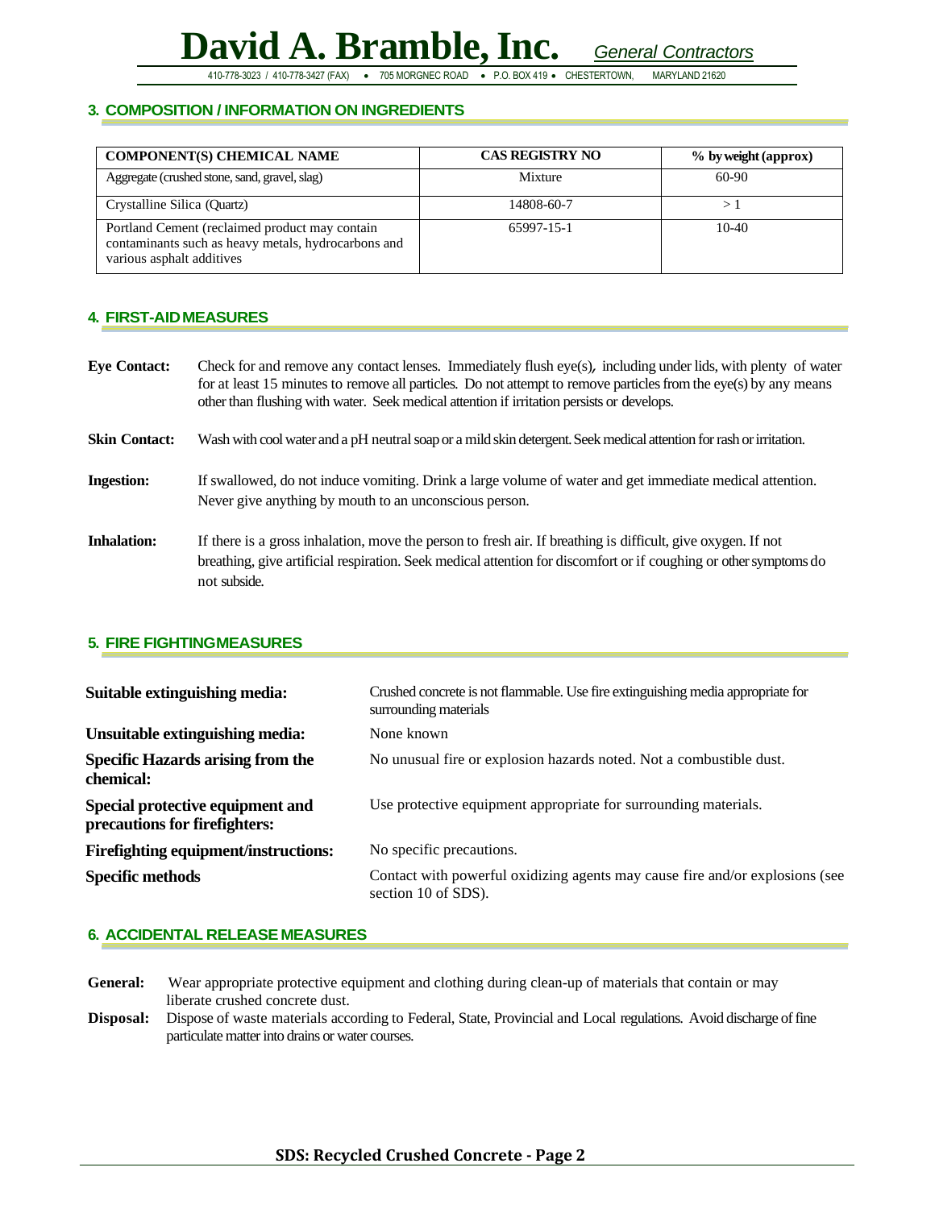## 3. COMPOSITION / INFORMATION ON INGREDIENTS

| COMPONENT(S) CHEMICAL NAME | CAS REGISTRY NO | % by weight (approx) |
|---|---|---|
| Aggregate (crushed stone, sand, gravel, slag) | Mixture | 60-90 |
| Crystalline Silica (Quartz) | 14808-60-7 | > 1 |
| Portland Cement (reclaimed product may contain contaminants such as heavy metals, hydrocarbons and various asphalt additives | 65997-15-1 | 10-40 |

## 4. FIRST-AID MEASURES

**Eye Contact:** Check for and remove any contact lenses. Immediately flush eye(s), including under lids, with plenty of water for at least 15 minutes to remove all particles. Do not attempt to remove particles from the eye(s) by any means other than flushing with water. Seek medical attention if irritation persists or develops.

**Skin Contact:** Wash with cool water and a pH neutral soap or a mild skin detergent. Seek medical attention for rash or irritation.

**Ingestion:** If swallowed, do not induce vomiting. Drink a large volume of water and get immediate medical attention. Never give anything by mouth to an unconscious person.

**Inhalation:** If there is a gross inhalation, move the person to fresh air. If breathing is difficult, give oxygen. If not breathing, give artificial respiration. Seek medical attention for discomfort or if coughing or other symptoms do not subside.

## 5. FIRE FIGHTING MEASURES

**Suitable extinguishing media:** Crushed concrete is not flammable. Use fire extinguishing media appropriate for surrounding materials

**Unsuitable extinguishing media:** None known

**Specific Hazards arising from the chemical:** No unusual fire or explosion hazards noted. Not a combustible dust.

**Special protective equipment and precautions for firefighters:** Use protective equipment appropriate for surrounding materials.

**Firefighting equipment/instructions:** No specific precautions.

**Specific methods** Contact with powerful oxidizing agents may cause fire and/or explosions (see section 10 of SDS).

## 6. ACCIDENTAL RELEASE MEASURES

**General:** Wear appropriate protective equipment and clothing during clean-up of materials that contain or may liberate crushed concrete dust.

**Disposal:** Dispose of waste materials according to Federal, State, Provincial and Local regulations. Avoid discharge of fine particulate matter into drains or water courses.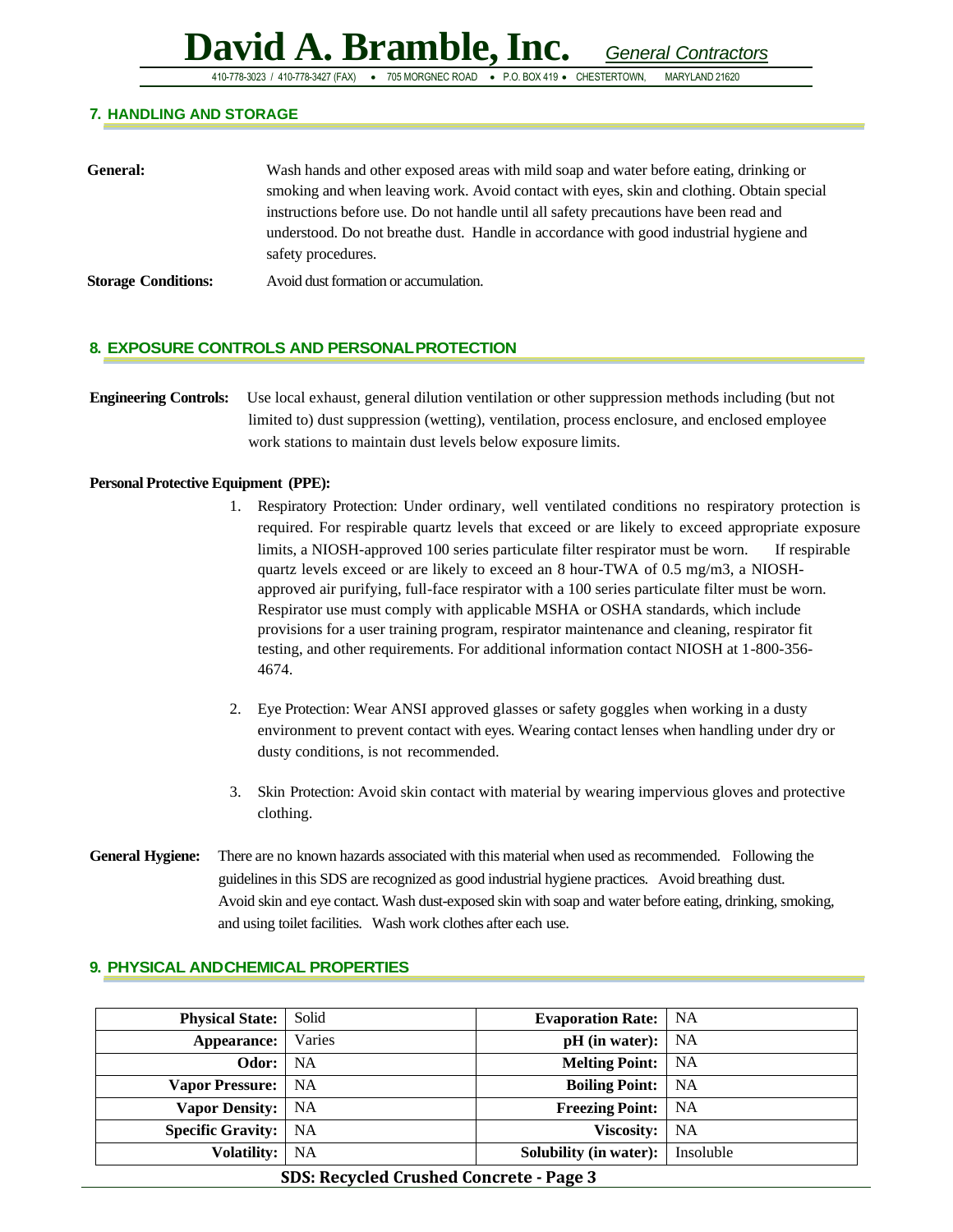## 7. HANDLING AND STORAGE

**General:** Wash hands and other exposed areas with mild soap and water before eating, drinking or smoking and when leaving work. Avoid contact with eyes, skin and clothing. Obtain special instructions before use. Do not handle until all safety precautions have been read and understood. Do not breathe dust. Handle in accordance with good industrial hygiene and safety procedures.

**Storage Conditions:** Avoid dust formation or accumulation.

## 8. EXPOSURE CONTROLS AND PERSONAL PROTECTION

**Engineering Controls:** Use local exhaust, general dilution ventilation or other suppression methods including (but not limited to) dust suppression (wetting), ventilation, process enclosure, and enclosed employee work stations to maintain dust levels below exposure limits.

**Personal Protective Equipment (PPE):**

1. Respiratory Protection: Under ordinary, well ventilated conditions no respiratory protection is required. For respirable quartz levels that exceed or are likely to exceed appropriate exposure limits, a NIOSH-approved 100 series particulate filter respirator must be worn. If respirable quartz levels exceed or are likely to exceed an 8 hour-TWA of 0.5 mg/m3, a NIOSH-approved air purifying, full-face respirator with a 100 series particulate filter must be worn. Respirator use must comply with applicable MSHA or OSHA standards, which include provisions for a user training program, respirator maintenance and cleaning, respirator fit testing, and other requirements. For additional information contact NIOSH at 1-800-356-4674.

2. Eye Protection: Wear ANSI approved glasses or safety goggles when working in a dusty environment to prevent contact with eyes. Wearing contact lenses when handling under dry or dusty conditions, is not recommended.

3. Skin Protection: Avoid skin contact with material by wearing impervious gloves and protective clothing.

**General Hygiene:** There are no known hazards associated with this material when used as recommended. Following the guidelines in this SDS are recognized as good industrial hygiene practices. Avoid breathing dust. Avoid skin and eye contact. Wash dust-exposed skin with soap and water before eating, drinking, smoking, and using toilet facilities. Wash work clothes after each use.

## 9. PHYSICAL AND CHEMICAL PROPERTIES

| Property | Value | Property | Value |
|---|---|---|---|
| **Physical State:** | Solid | **Evaporation Rate:** | NA |
| **Appearance:** | Varies | **pH (in water):** | NA |
| **Odor:** | NA | **Melting Point:** | NA |
| **Vapor Pressure:** | NA | **Boiling Point:** | NA |
| **Vapor Density:** | NA | **Freezing Point:** | NA |
| **Specific Gravity:** | NA | **Viscosity:** | NA |
| **Volatility:** | NA | **Solubility (in water):** | Insoluble |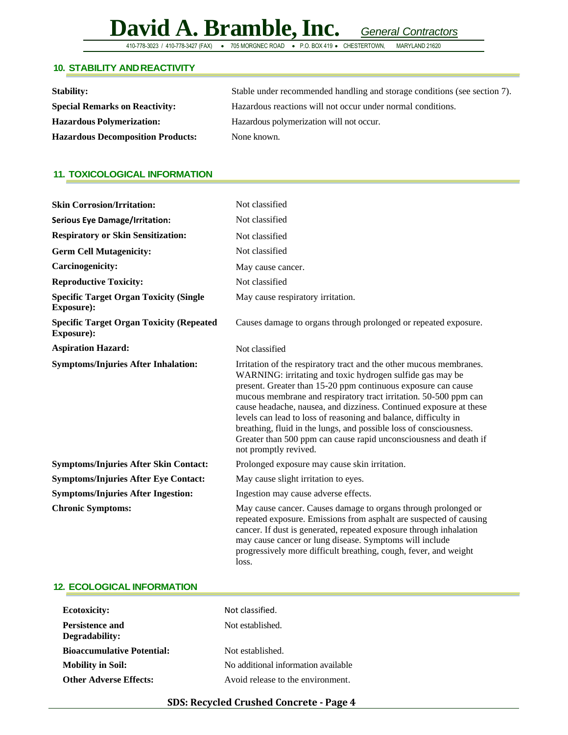## 10. STABILITY AND REACTIVITY

| | |
|---|---|
| **Stability:** | Stable under recommended handling and storage conditions (see section 7). |
| **Special Remarks on Reactivity:** | Hazardous reactions will not occur under normal conditions. |
| **Hazardous Polymerization:** | Hazardous polymerization will not occur. |
| **Hazardous Decomposition Products:** | None known. |

## 11. TOXICOLOGICAL INFORMATION

| | |
|---|---|
| **Skin Corrosion/Irritation:** | Not classified |
| **Serious Eye Damage/Irritation:** | Not classified |
| **Respiratory or Skin Sensitization:** | Not classified |
| **Germ Cell Mutagenicity:** | Not classified |
| **Carcinogenicity:** | May cause cancer. |
| **Reproductive Toxicity:** | Not classified |
| **Specific Target Organ Toxicity (Single Exposure):** | May cause respiratory irritation. |
| **Specific Target Organ Toxicity (Repeated Exposure):** | Causes damage to organs through prolonged or repeated exposure. |
| **Aspiration Hazard:** | Not classified |
| **Symptoms/Injuries After Inhalation:** | Irritation of the respiratory tract and the other mucous membranes. WARNING: irritating and toxic hydrogen sulfide gas may be present. Greater than 15-20 ppm continuous exposure can cause mucous membrane and respiratory tract irritation. 50-500 ppm can cause headache, nausea, and dizziness. Continued exposure at these levels can lead to loss of reasoning and balance, difficulty in breathing, fluid in the lungs, and possible loss of consciousness. Greater than 500 ppm can cause rapid unconsciousness and death if not promptly revived. |
| **Symptoms/Injuries After Skin Contact:** | Prolonged exposure may cause skin irritation. |
| **Symptoms/Injuries After Eye Contact:** | May cause slight irritation to eyes. |
| **Symptoms/Injuries After Ingestion:** | Ingestion may cause adverse effects. |
| **Chronic Symptoms:** | May cause cancer. Causes damage to organs through prolonged or repeated exposure. Emissions from asphalt are suspected of causing cancer. If dust is generated, repeated exposure through inhalation may cause cancer or lung disease. Symptoms will include progressively more difficult breathing, cough, fever, and weight loss. |

## 12. ECOLOGICAL INFORMATION

| | |
|---|---|
| **Ecotoxicity:** | Not classified. |
| **Persistence and Degradability:** | Not established. |
| **Bioaccumulative Potential:** | Not established. |
| **Mobility in Soil:** | No additional information available |
| **Other Adverse Effects:** | Avoid release to the environment. |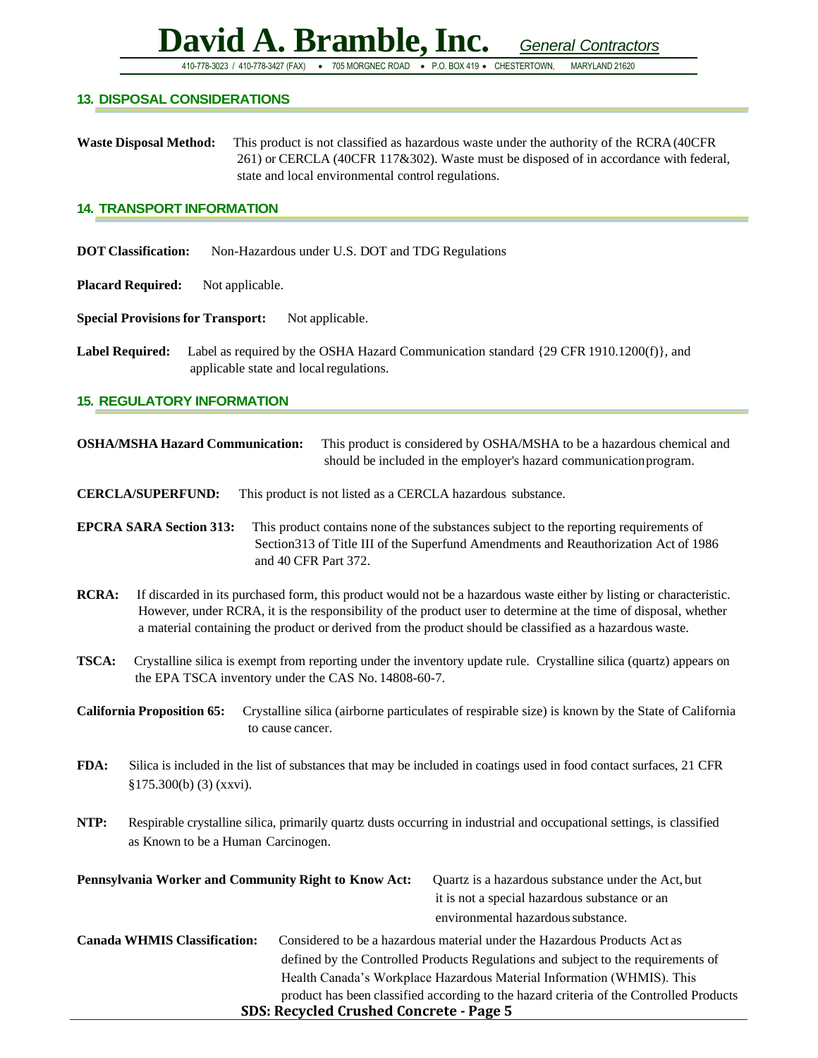## 13. DISPOSAL CONSIDERATIONS

**Waste Disposal Method:** This product is not classified as hazardous waste under the authority of the RCRA (40CFR 261) or CERCLA (40CFR 117&302). Waste must be disposed of in accordance with federal, state and local environmental control regulations.

## 14. TRANSPORT INFORMATION

**DOT Classification:** Non-Hazardous under U.S. DOT and TDG Regulations

**Placard Required:** Not applicable.

**Special Provisions for Transport:** Not applicable.

**Label Required:** Label as required by the OSHA Hazard Communication standard {29 CFR 1910.1200(f)}, and applicable state and local regulations.

## 15. REGULATORY INFORMATION

**OSHA/MSHA Hazard Communication:** This product is considered by OSHA/MSHA to be a hazardous chemical and should be included in the employer's hazard communication program.

**CERCLA/SUPERFUND:** This product is not listed as a CERCLA hazardous substance.

**EPCRA SARA Section 313:** This product contains none of the substances subject to the reporting requirements of Section313 of Title III of the Superfund Amendments and Reauthorization Act of 1986 and 40 CFR Part 372.

**RCRA:** If discarded in its purchased form, this product would not be a hazardous waste either by listing or characteristic. However, under RCRA, it is the responsibility of the product user to determine at the time of disposal, whether a material containing the product or derived from the product should be classified as a hazardous waste.

**TSCA:** Crystalline silica is exempt from reporting under the inventory update rule. Crystalline silica (quartz) appears on the EPA TSCA inventory under the CAS No. 14808-60-7.

**California Proposition 65:** Crystalline silica (airborne particulates of respirable size) is known by the State of California to cause cancer.

**FDA:** Silica is included in the list of substances that may be included in coatings used in food contact surfaces, 21 CFR §175.300(b) (3) (xxvi).

**NTP:** Respirable crystalline silica, primarily quartz dusts occurring in industrial and occupational settings, is classified as Known to be a Human Carcinogen.

**Pennsylvania Worker and Community Right to Know Act:** Quartz is a hazardous substance under the Act, but it is not a special hazardous substance or an environmental hazardous substance.

**Canada WHMIS Classification:** Considered to be a hazardous material under the Hazardous Products Act as defined by the Controlled Products Regulations and subject to the requirements of Health Canada's Workplace Hazardous Material Information (WHMIS). This product has been classified according to the hazard criteria of the Controlled Products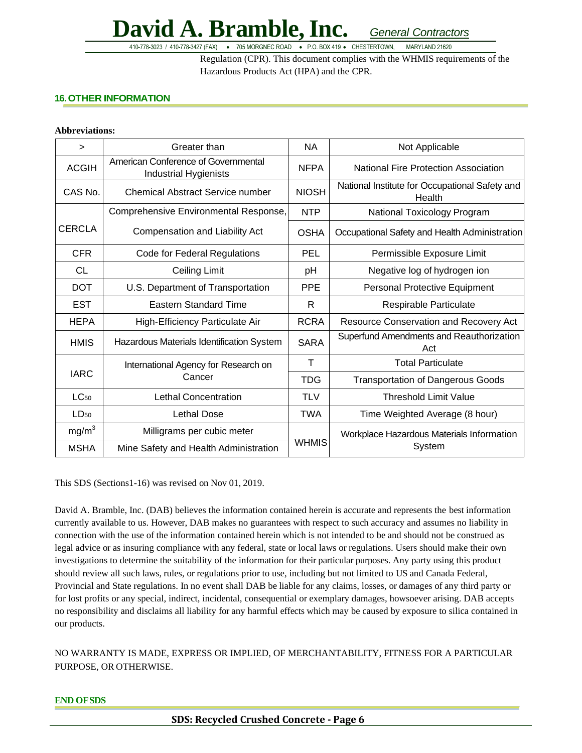Regulation (CPR). This document complies with the WHMIS requirements of the Hazardous Products Act (HPA) and the CPR.

## 16. OTHER INFORMATION

**Abbreviations:**

| | | | |
|---|---|---|---|
| > | Greater than | NA | Not Applicable |
| ACGIH | American Conference of Governmental Industrial Hygienists | NFPA | National Fire Protection Association |
| CAS No. | Chemical Abstract Service number | NIOSH | National Institute for Occupational Safety and Health |
| CERCLA | Comprehensive Environmental Response, Compensation and Liability Act | NTP | National Toxicology Program |
| | | OSHA | Occupational Safety and Health Administration |
| CFR | Code for Federal Regulations | PEL | Permissible Exposure Limit |
| CL | Ceiling Limit | pH | Negative log of hydrogen ion |
| DOT | U.S. Department of Transportation | PPE | Personal Protective Equipment |
| EST | Eastern Standard Time | R | Respirable Particulate |
| HEPA | High-Efficiency Particulate Air | RCRA | Resource Conservation and Recovery Act |
| HMIS | Hazardous Materials Identification System | SARA | Superfund Amendments and Reauthorization Act |
| IARC | International Agency for Research on Cancer | T | Total Particulate |
| | | TDG | Transportation of Dangerous Goods |
| $LC_{50}$ | Lethal Concentration | TLV | Threshold Limit Value |
| $LD_{50}$ | Lethal Dose | TWA | Time Weighted Average (8 hour) |
| $mg/m^3$ | Milligrams per cubic meter | WHMIS | Workplace Hazardous Materials Information System |
| MSHA | Mine Safety and Health Administration | | |

This SDS (Sections1-16) was revised on Nov 01, 2019.

David A. Bramble, Inc. (DAB) believes the information contained herein is accurate and represents the best information currently available to us. However, DAB makes no guarantees with respect to such accuracy and assumes no liability in connection with the use of the information contained herein which is not intended to be and should not be construed as legal advice or as insuring compliance with any federal, state or local laws or regulations. Users should make their own investigations to determine the suitability of the information for their particular purposes. Any party using this product should review all such laws, rules, or regulations prior to use, including but not limited to US and Canada Federal, Provincial and State regulations. In no event shall DAB be liable for any claims, losses, or damages of any third party or for lost profits or any special, indirect, incidental, consequential or exemplary damages, howsoever arising. DAB accepts no responsibility and disclaims all liability for any harmful effects which may be caused by exposure to silica contained in our products.

NO WARRANTY IS MADE, EXPRESS OR IMPLIED, OF MERCHANTABILITY, FITNESS FOR A PARTICULAR PURPOSE, OR OTHERWISE.

**END OF SDS**